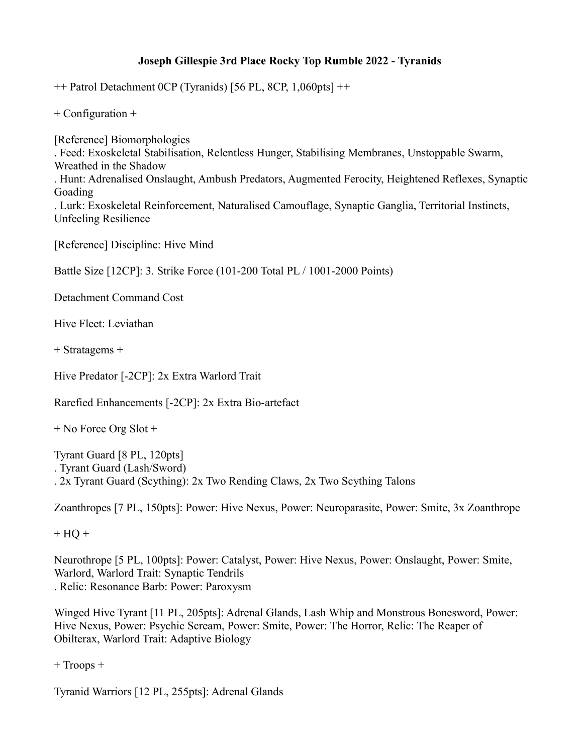**Joseph Gillespie 3rd Place Rocky Top Rumble 2022 - Tyranids**

++ Patrol Detachment 0CP (Tyranids) [56 PL, 8CP, 1,060pts] ++

+ Configuration +

[Reference] Biomorphologies
. Feed: Exoskeletal Stabilisation, Relentless Hunger, Stabilising Membranes, Unstoppable Swarm, Wreathed in the Shadow
. Hunt: Adrenalised Onslaught, Ambush Predators, Augmented Ferocity, Heightened Reflexes, Synaptic Goading
. Lurk: Exoskeletal Reinforcement, Naturalised Camouflage, Synaptic Ganglia, Territorial Instincts, Unfeeling Resilience

[Reference] Discipline: Hive Mind

Battle Size [12CP]: 3. Strike Force (101-200 Total PL / 1001-2000 Points)

Detachment Command Cost

Hive Fleet: Leviathan

+ Stratagems +

Hive Predator [-2CP]: 2x Extra Warlord Trait

Rarefied Enhancements [-2CP]: 2x Extra Bio-artefact

+ No Force Org Slot +

Tyrant Guard [8 PL, 120pts]
. Tyrant Guard (Lash/Sword)
. 2x Tyrant Guard (Scything): 2x Two Rending Claws, 2x Two Scything Talons

Zoanthropes [7 PL, 150pts]: Power: Hive Nexus, Power: Neuroparasite, Power: Smite, 3x Zoanthrope

+ HQ +

Neurothrope [5 PL, 100pts]: Power: Catalyst, Power: Hive Nexus, Power: Onslaught, Power: Smite, Warlord, Warlord Trait: Synaptic Tendrils
. Relic: Resonance Barb: Power: Paroxysm

Winged Hive Tyrant [11 PL, 205pts]: Adrenal Glands, Lash Whip and Monstrous Bonesword, Power: Hive Nexus, Power: Psychic Scream, Power: Smite, Power: The Horror, Relic: The Reaper of Obilterax, Warlord Trait: Adaptive Biology

+ Troops +

Tyranid Warriors [12 PL, 255pts]: Adrenal Glands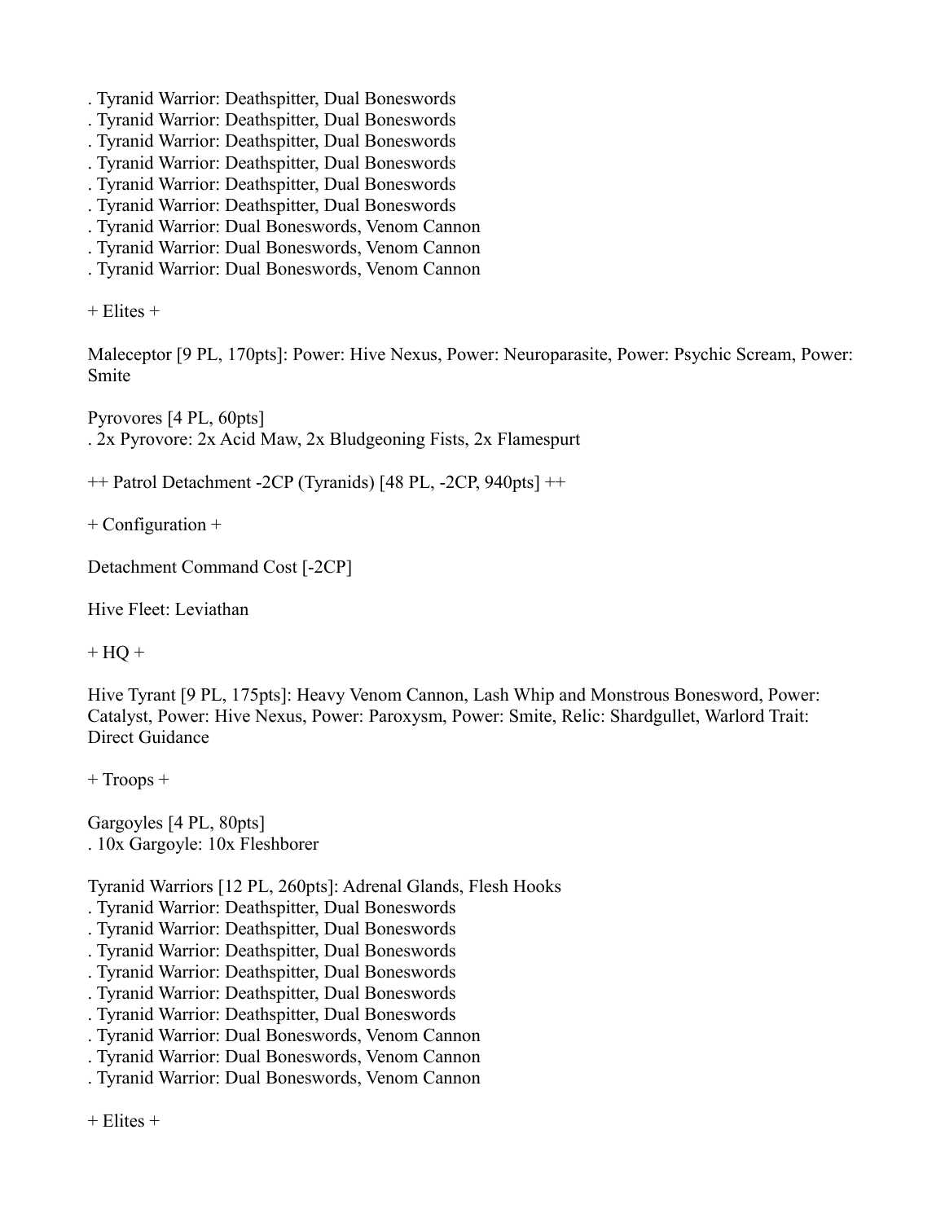. Tyranid Warrior: Deathspitter, Dual Boneswords
. Tyranid Warrior: Deathspitter, Dual Boneswords
. Tyranid Warrior: Deathspitter, Dual Boneswords
. Tyranid Warrior: Deathspitter, Dual Boneswords
. Tyranid Warrior: Deathspitter, Dual Boneswords
. Tyranid Warrior: Deathspitter, Dual Boneswords
. Tyranid Warrior: Dual Boneswords, Venom Cannon
. Tyranid Warrior: Dual Boneswords, Venom Cannon
. Tyranid Warrior: Dual Boneswords, Venom Cannon

+ Elites +

Maleceptor [9 PL, 170pts]: Power: Hive Nexus, Power: Neuroparasite, Power: Psychic Scream, Power: Smite

Pyrovores [4 PL, 60pts]
. 2x Pyrovore: 2x Acid Maw, 2x Bludgeoning Fists, 2x Flamespurt

++ Patrol Detachment -2CP (Tyranids) [48 PL, -2CP, 940pts] ++

+ Configuration +

Detachment Command Cost [-2CP]

Hive Fleet: Leviathan

+ HQ +

Hive Tyrant [9 PL, 175pts]: Heavy Venom Cannon, Lash Whip and Monstrous Bonesword, Power: Catalyst, Power: Hive Nexus, Power: Paroxysm, Power: Smite, Relic: Shardgullet, Warlord Trait: Direct Guidance

+ Troops +

Gargoyles [4 PL, 80pts]
. 10x Gargoyle: 10x Fleshborer

Tyranid Warriors [12 PL, 260pts]: Adrenal Glands, Flesh Hooks
. Tyranid Warrior: Deathspitter, Dual Boneswords
. Tyranid Warrior: Deathspitter, Dual Boneswords
. Tyranid Warrior: Deathspitter, Dual Boneswords
. Tyranid Warrior: Deathspitter, Dual Boneswords
. Tyranid Warrior: Deathspitter, Dual Boneswords
. Tyranid Warrior: Deathspitter, Dual Boneswords
. Tyranid Warrior: Dual Boneswords, Venom Cannon
. Tyranid Warrior: Dual Boneswords, Venom Cannon
. Tyranid Warrior: Dual Boneswords, Venom Cannon

+ Elites +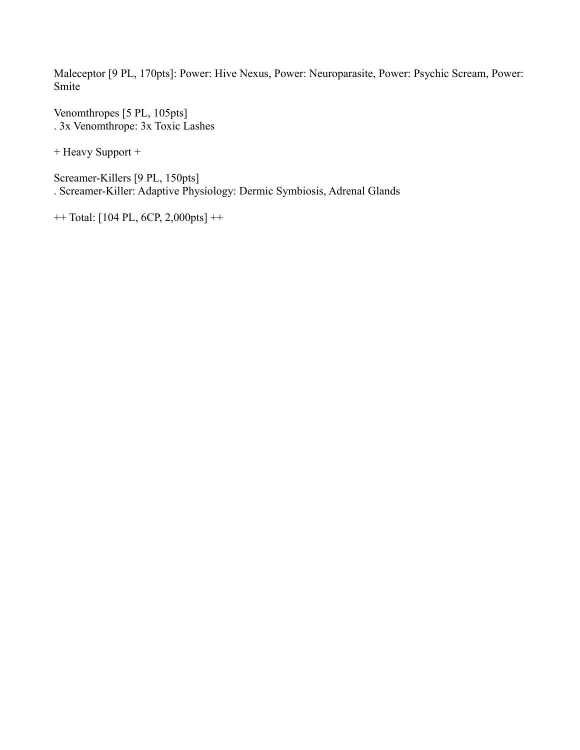Maleceptor [9 PL, 170pts]: Power: Hive Nexus, Power: Neuroparasite, Power: Psychic Scream, Power: Smite

Venomthropes [5 PL, 105pts]
. 3x Venomthrope: 3x Toxic Lashes

+ Heavy Support +

Screamer-Killers [9 PL, 150pts]
. Screamer-Killer: Adaptive Physiology: Dermic Symbiosis, Adrenal Glands

++ Total: [104 PL, 6CP, 2,000pts] ++